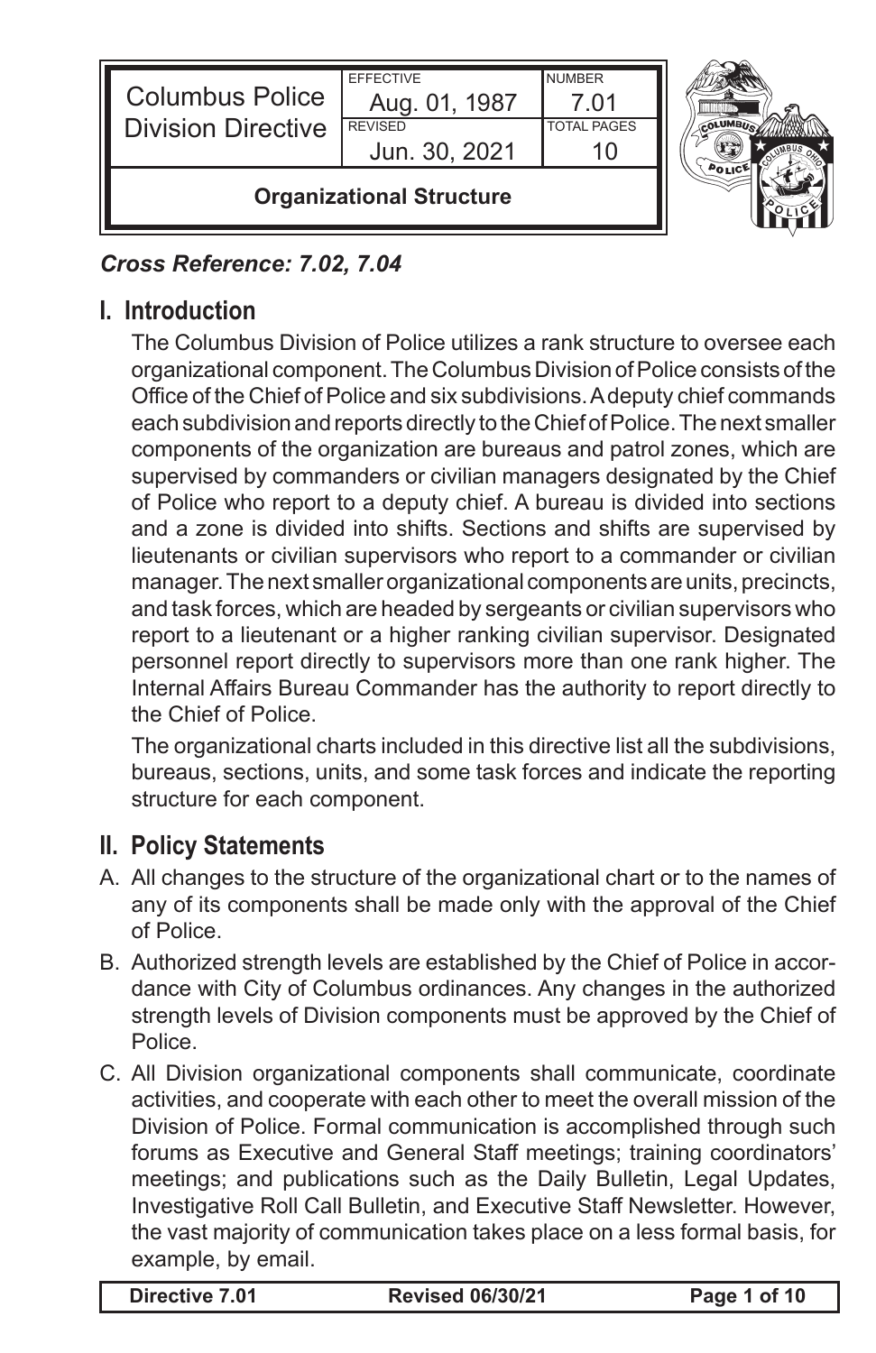| Columbus Police Division Directive | EFFECTIVE Aug. 01, 1987 | NUMBER 7.01 |
| --- | --- | --- |
| | REVISED Jun. 30, 2021 | TOTAL PAGES 10 |

**Organizational Structure**

***Cross Reference: 7.02, 7.04***

## I. Introduction

The Columbus Division of Police utilizes a rank structure to oversee each organizational component. The Columbus Division of Police consists of the Office of the Chief of Police and six subdivisions. A deputy chief commands each subdivision and reports directly to the Chief of Police. The next smaller components of the organization are bureaus and patrol zones, which are supervised by commanders or civilian managers designated by the Chief of Police who report to a deputy chief. A bureau is divided into sections and a zone is divided into shifts. Sections and shifts are supervised by lieutenants or civilian supervisors who report to a commander or civilian manager. The next smaller organizational components are units, precincts, and task forces, which are headed by sergeants or civilian supervisors who report to a lieutenant or a higher ranking civilian supervisor. Designated personnel report directly to supervisors more than one rank higher. The Internal Affairs Bureau Commander has the authority to report directly to the Chief of Police.

The organizational charts included in this directive list all the subdivisions, bureaus, sections, units, and some task forces and indicate the reporting structure for each component.

## II. Policy Statements

A. All changes to the structure of the organizational chart or to the names of any of its components shall be made only with the approval of the Chief of Police.

B. Authorized strength levels are established by the Chief of Police in accordance with City of Columbus ordinances. Any changes in the authorized strength levels of Division components must be approved by the Chief of Police.

C. All Division organizational components shall communicate, coordinate activities, and cooperate with each other to meet the overall mission of the Division of Police. Formal communication is accomplished through such forums as Executive and General Staff meetings; training coordinators' meetings; and publications such as the Daily Bulletin, Legal Updates, Investigative Roll Call Bulletin, and Executive Staff Newsletter. However, the vast majority of communication takes place on a less formal basis, for example, by email.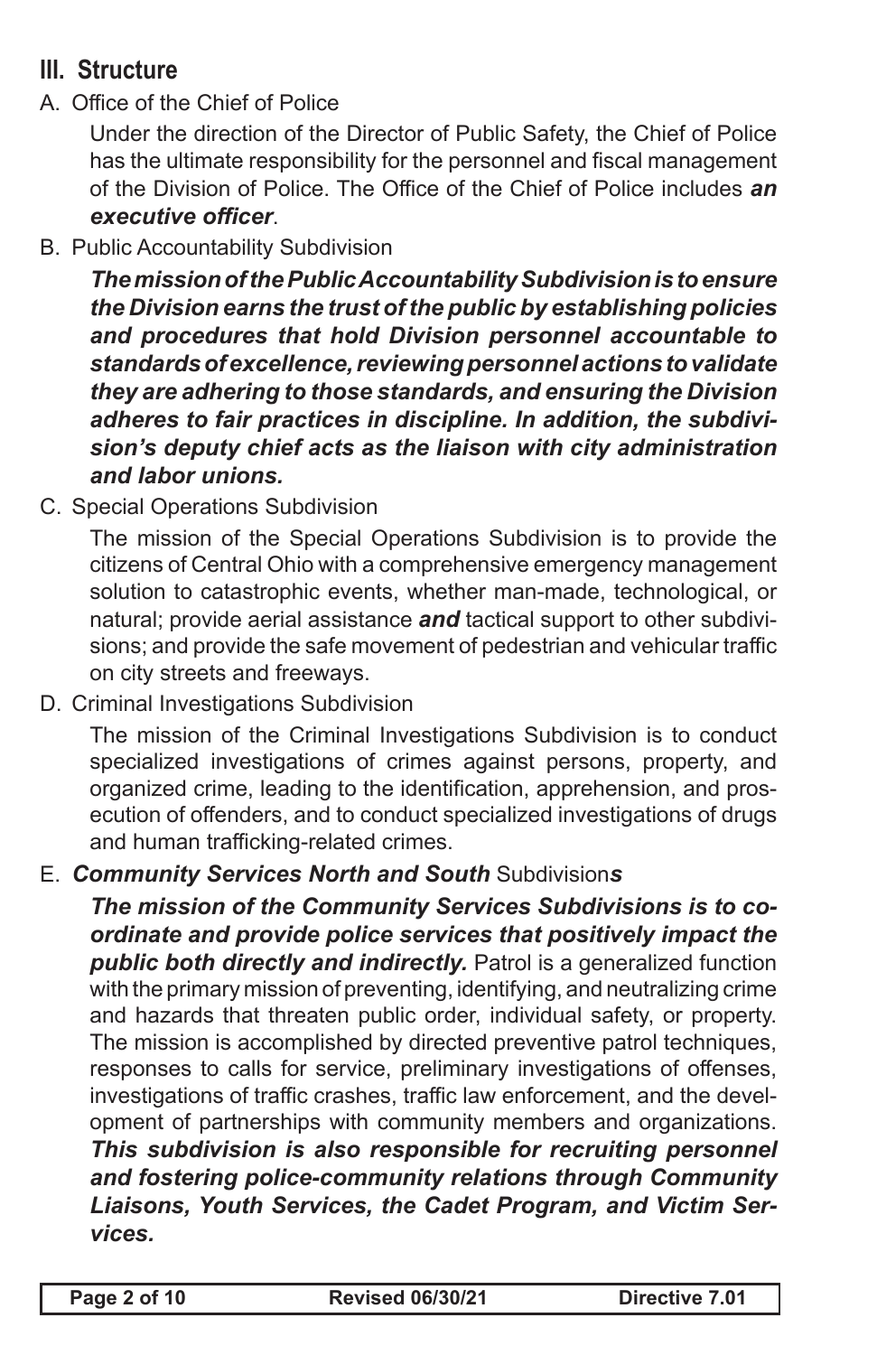## III. Structure

A. Office of the Chief of Police

Under the direction of the Director of Public Safety, the Chief of Police has the ultimate responsibility for the personnel and fiscal management of the Division of Police. The Office of the Chief of Police includes ***an executive officer***.

B. Public Accountability Subdivision

***The mission of the Public Accountability Subdivision is to ensure the Division earns the trust of the public by establishing policies and procedures that hold Division personnel accountable to standards of excellence, reviewing personnel actions to validate they are adhering to those standards, and ensuring the Division adheres to fair practices in discipline. In addition, the subdivision's deputy chief acts as the liaison with city administration and labor unions.***

C. Special Operations Subdivision

The mission of the Special Operations Subdivision is to provide the citizens of Central Ohio with a comprehensive emergency management solution to catastrophic events, whether man-made, technological, or natural; provide aerial assistance ***and*** tactical support to other subdivisions; and provide the safe movement of pedestrian and vehicular traffic on city streets and freeways.

D. Criminal Investigations Subdivision

The mission of the Criminal Investigations Subdivision is to conduct specialized investigations of crimes against persons, property, and organized crime, leading to the identification, apprehension, and prosecution of offenders, and to conduct specialized investigations of drugs and human trafficking-related crimes.

E. ***Community Services North and South*** Subdivision***s***

***The mission of the Community Services Subdivisions is to coordinate and provide police services that positively impact the public both directly and indirectly.*** Patrol is a generalized function with the primary mission of preventing, identifying, and neutralizing crime and hazards that threaten public order, individual safety, or property. The mission is accomplished by directed preventive patrol techniques, responses to calls for service, preliminary investigations of offenses, investigations of traffic crashes, traffic law enforcement, and the development of partnerships with community members and organizations. ***This subdivision is also responsible for recruiting personnel and fostering police-community relations through Community Liaisons, Youth Services, the Cadet Program, and Victim Services.***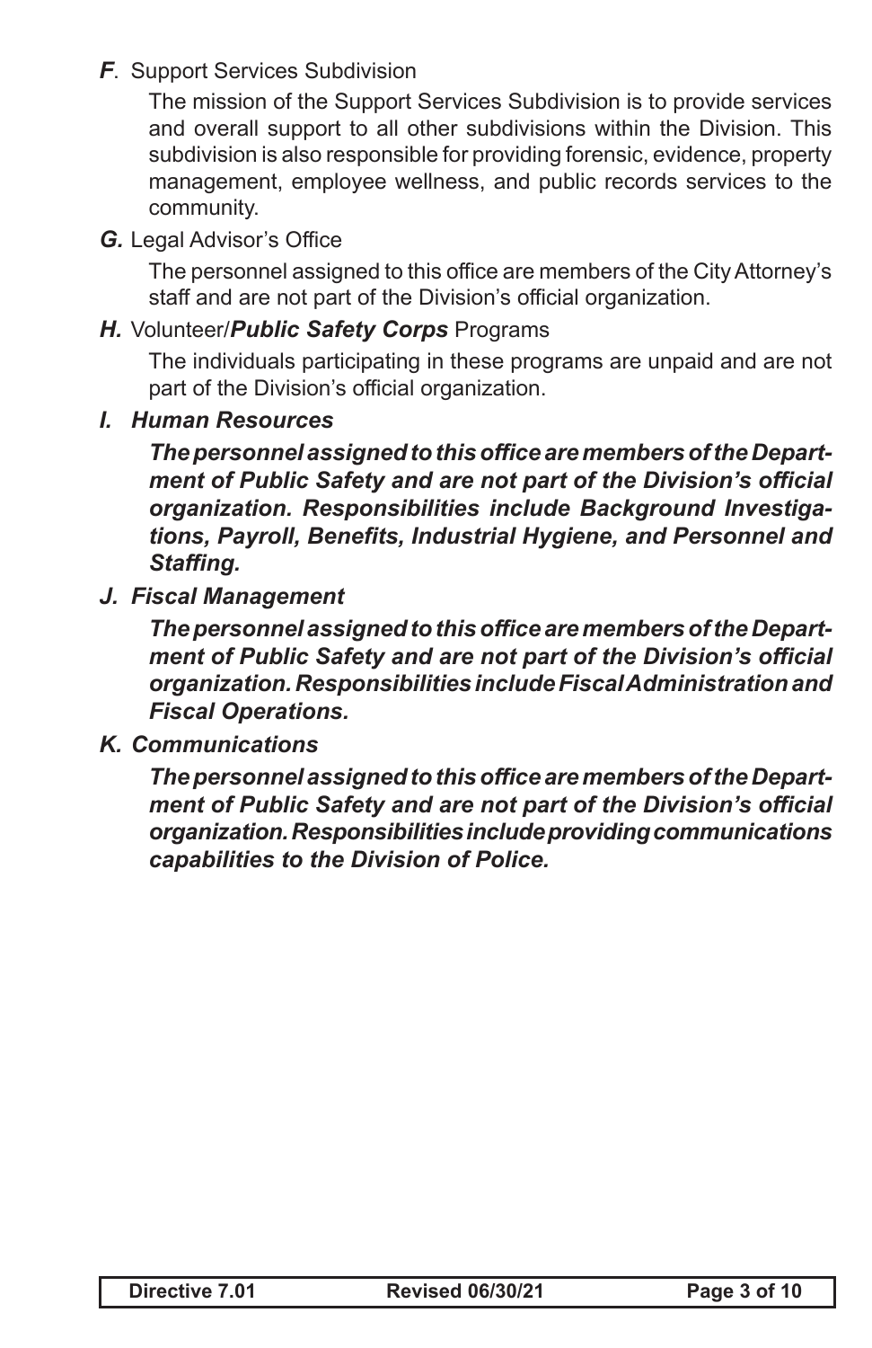*F*. Support Services Subdivision

The mission of the Support Services Subdivision is to provide services and overall support to all other subdivisions within the Division. This subdivision is also responsible for providing forensic, evidence, property management, employee wellness, and public records services to the community.

***G.*** Legal Advisor's Office

The personnel assigned to this office are members of the City Attorney's staff and are not part of the Division's official organization.

***H.*** Volunteer/***Public Safety Corps*** Programs

The individuals participating in these programs are unpaid and are not part of the Division's official organization.

***I. Human Resources***

***The personnel assigned to this office are members of the Department of Public Safety and are not part of the Division's official organization. Responsibilities include Background Investigations, Payroll, Benefits, Industrial Hygiene, and Personnel and Staffing.***

***J. Fiscal Management***

***The personnel assigned to this office are members of the Department of Public Safety and are not part of the Division's official organization. Responsibilities include Fiscal Administration and Fiscal Operations.***

***K. Communications***

***The personnel assigned to this office are members of the Department of Public Safety and are not part of the Division's official organization. Responsibilities include providing communications capabilities to the Division of Police.***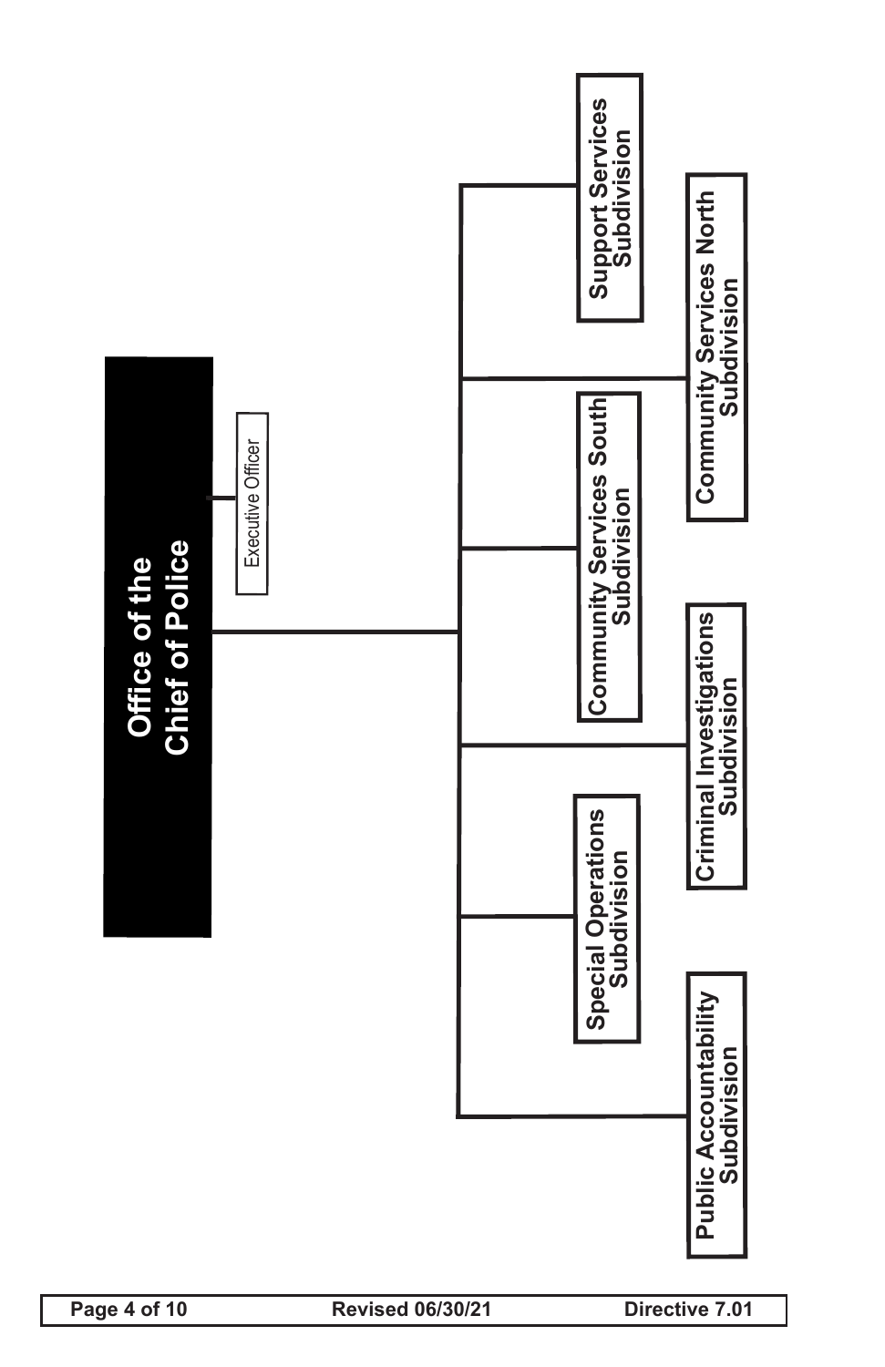**Office of the Chief of Police**

- Executive Officer

- Public Accountability Subdivision
- Special Operations Subdivision
- Criminal Investigations Subdivision
- Community Services South Subdivision
- Community Services North Subdivision
- Support Services Subdivision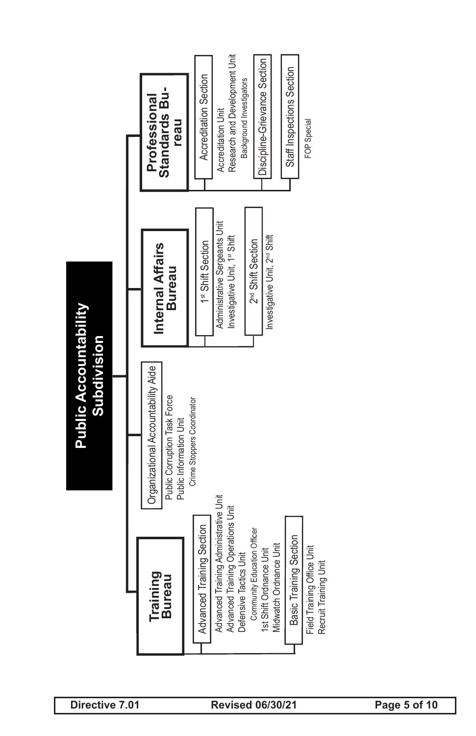# Public Accountability Subdivision

## Training Bureau

- **Advanced Training Section**
  - Advanced Training Administrative Unit
  - Advanced Training Operations Unit
  - Defensive Tactics Unit
    - Community Education Officer
  - 1st Shift Ordnance Unit
  - Midwatch Ordnance Unit
- **Basic Training Section**
  - Field Training Office Unit
  - Recruit Training Unit

## Organizational Accountability Aide

- Public Corruption Task Force
- Public Information Unit
  - Crime Stoppers Coordinator

## Internal Affairs Bureau

- **1st Shift Section**
  - Administrative Sergeants Unit
  - Investigative Unit, 1st Shift
- **2nd Shift Section**
  - Investigative Unit, 2nd Shift

## Professional Standards Bureau

- **Accreditation Section**
  - Accreditation Unit
  - Research and Development Unit
    - Background Investigators
- **Discipline-Grievance Section**
- **Staff Inspections Section**
  - FOP Special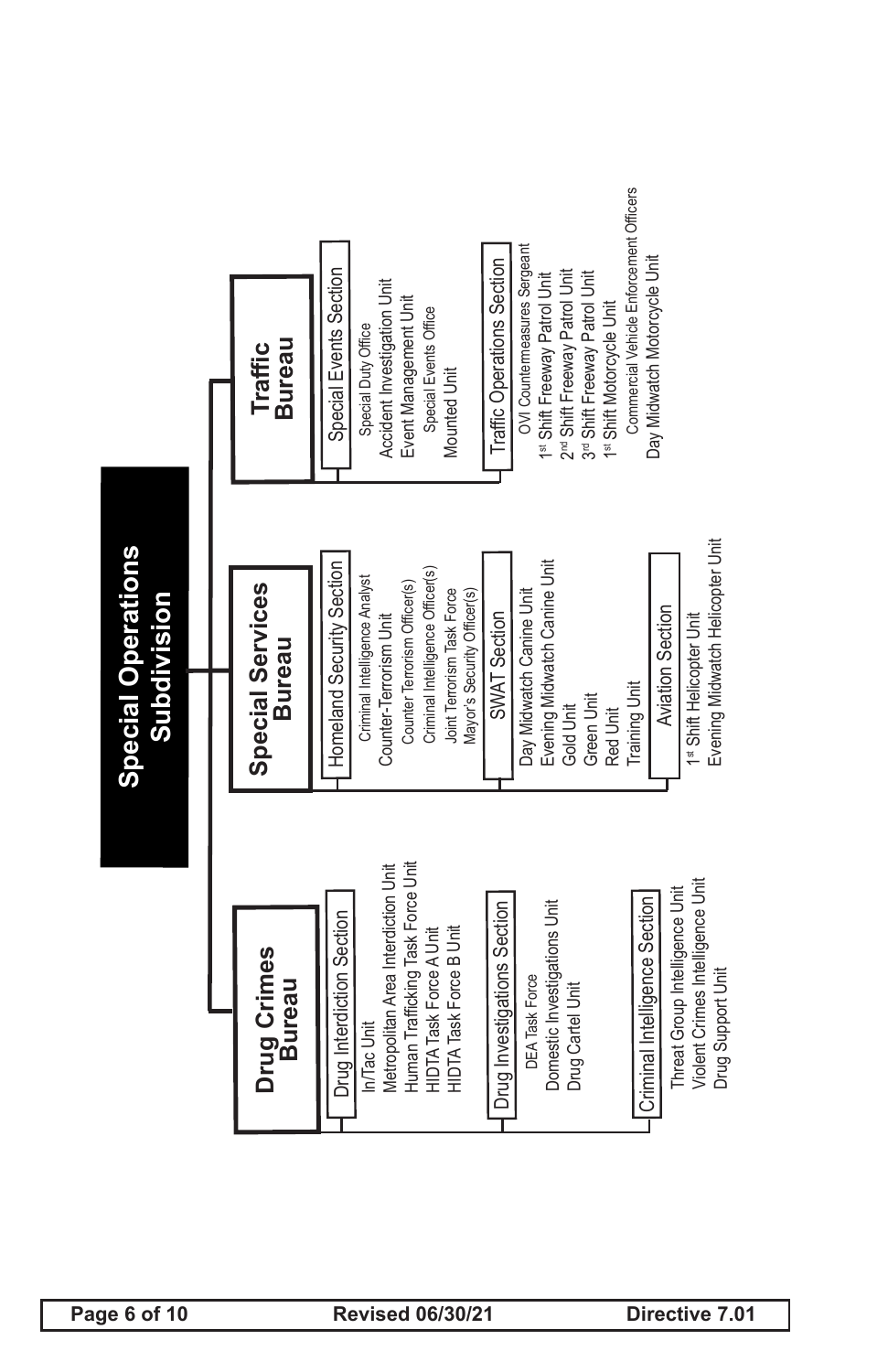# Special Operations Subdivision

## Drug Crimes Bureau

### Drug Interdiction Section
- In/Tac Unit
- Metropolitan Area Interdiction Unit
- Human Trafficking Task Force Unit
- HIDTA Task Force A Unit
- HIDTA Task Force B Unit

### Drug Investigations Section
- DEA Task Force
- Domestic Investigations Unit
- Drug Cartel Unit

### Criminal Intelligence Section
- Threat Group Intelligence Unit
- Violent Crimes Intelligence Unit
- Drug Support Unit

## Special Services Bureau

### Homeland Security Section
- Criminal Intelligence Analyst
- Counter-Terrorism Unit
  - Counter Terrorism Officer(s)
  - Criminal Intelligence Officer(s)
  - Joint Terrorism Task Force
  - Mayor's Security Officer(s)

### SWAT Section
- Day Midwatch Canine Unit
- Evening Midwatch Canine Unit
- Gold Unit
- Green Unit
- Red Unit
- Training Unit

### Aviation Section
- 1st Shift Helicopter Unit
- Evening Midwatch Helicopter Unit

## Traffic Bureau

### Special Events Section
- Special Duty Office
- Accident Investigation Unit
- Event Management Unit
  - Special Events Office
- Mounted Unit

### Traffic Operations Section
- OVI Countermeasures Sergeant
- 1st Shift Freeway Patrol Unit
- 2nd Shift Freeway Patrol Unit
- 3rd Shift Freeway Patrol Unit
- 1st Shift Motorcycle Unit
  - Commercial Vehicle Enforcement Officers
- Day Midwatch Motorcycle Unit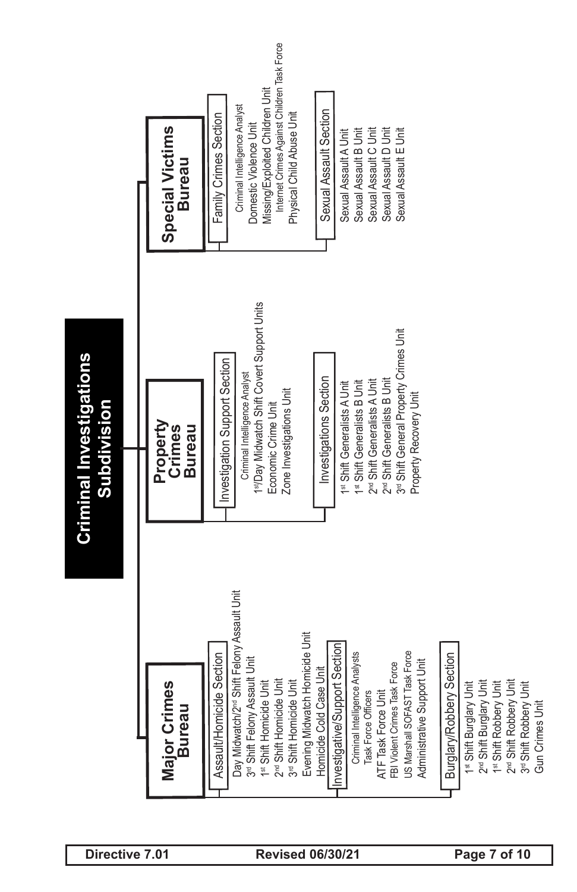# Criminal Investigations Subdivision

## Major Crimes Bureau

### Assault/Homicide Section

- Day Midwatch/2nd Shift Felony Assault Unit
- 3rd Shift Felony Assault Unit
- 1st Shift Homicide Unit
- 2nd Shift Homicide Unit
- 3rd Shift Homicide Unit
- Evening Midwatch Homicide Unit
- Homicide Cold Case Unit

### Investigative/Support Section

- Criminal Intelligence Analysts
- Task Force Officers
- ATF Task Force Unit
- FBI Violent Crimes Task Force
- US Marshall SOFAST Task Force
- Administrative Support Unit

### Burglary/Robbery Section

- 1st Shift Burglary Unit
- 2nd Shift Burglary Unit
- 1st Shift Robbery Unit
- 2nd Shift Robbery Unit
- 3rd Shift Robbery Unit
- Gun Crimes Unit

## Property Crimes Bureau

### Investigation Support Section

- Criminal Intelligence Analyst
- 1st/Day Midwatch Shift Covert Support Units
- Economic Crime Unit
- Zone Investigations Unit

### Investigations Section

- 1st Shift Generalists A Unit
- 1st Shift Generalists B Unit
- 2nd Shift Generalists A Unit
- 2nd Shift Generalists B Unit
- 3rd Shift General Property Crimes Unit
- Property Recovery Unit

## Special Victims Bureau

### Family Crimes Section

- Criminal Intelligence Analyst
- Domestic Violence Unit
- Missing/Exploited Children Unit
  - Internet Crimes Against Children Task Force
- Physical Child Abuse Unit

### Sexual Assault Section

- Sexual Assault A Unit
- Sexual Assault B Unit
- Sexual Assault C Unit
- Sexual Assault D Unit
- Sexual Assault E Unit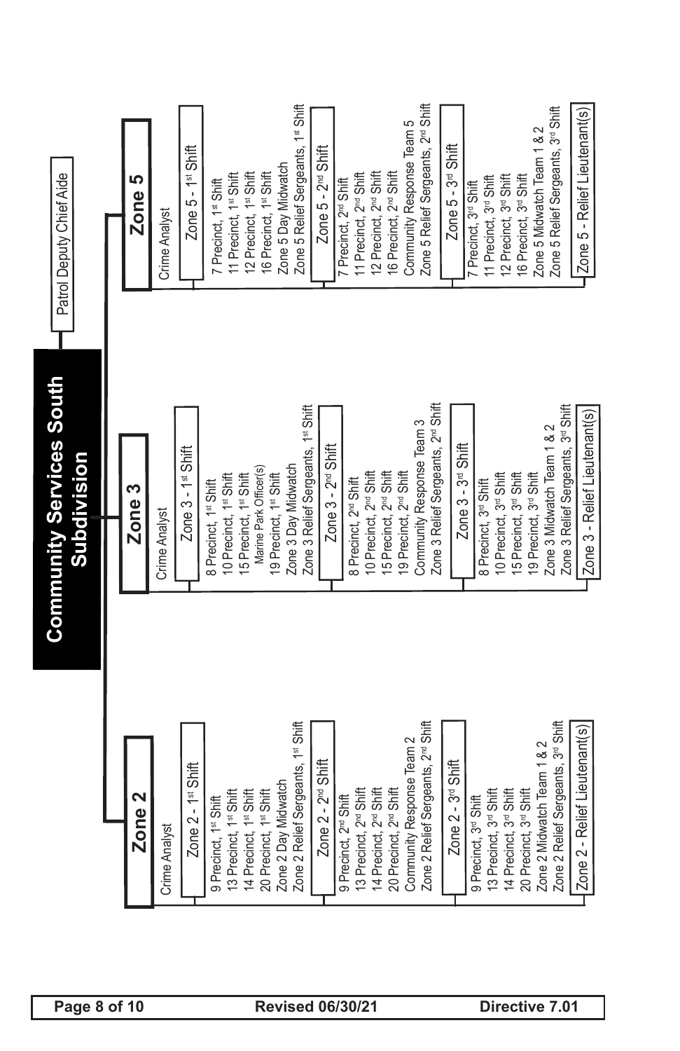# Community Services South Subdivision

Patrol Deputy Chief Aide

## Zone 2

Crime Analyst

### Zone 2 - 1st Shift

- 9 Precinct, 1st Shift
- 13 Precinct, 1st Shift
- 14 Precinct, 1st Shift
- 20 Precinct, 1st Shift
- Zone 2 Day Midwatch
- Zone 2 Relief Sergeants, 1st Shift

### Zone 2 - 2nd Shift

- 9 Precinct, 2nd Shift
- 13 Precinct, 2nd Shift
- 14 Precinct, 2nd Shift
- 20 Precinct, 2nd Shift
- Community Response Team 2
- Zone 2 Relief Sergeants, 2nd Shift

### Zone 2 - 3rd Shift

- 9 Precinct, 3rd Shift
- 13 Precinct, 3rd Shift
- 14 Precinct, 3rd Shift
- 20 Precinct, 3rd Shift
- Zone 2 Midwatch Team 1 & 2
- Zone 2 Relief Sergeants, 3rd Shift

Zone 2 - Relief Lieutenant(s)

## Zone 3

Crime Analyst

### Zone 3 - 1st Shift

- 8 Precinct, 1st Shift
- 10 Precinct, 1st Shift
- 15 Precinct, 1st Shift
  - Marine Park Officer(s)
- 19 Precinct, 1st Shift
- Zone 3 Day Midwatch
- Zone 3 Relief Sergeants, 1st Shift

### Zone 3 - 2nd Shift

- 8 Precinct, 2nd Shift
- 10 Precinct, 2nd Shift
- 15 Precinct, 2nd Shift
- 19 Precinct, 2nd Shift
- Community Response Team 3
- Zone 3 Relief Sergeants, 2nd Shift

### Zone 3 - 3rd Shift

- 8 Precinct, 3rd Shift
- 10 Precinct, 3rd Shift
- 15 Precinct, 3rd Shift
- 19 Precinct, 3rd Shift
- Zone 3 Midwatch Team 1 & 2
- Zone 3 Relief Sergeants, 3rd Shift

Zone 3 - Relief Lieutenant(s)

## Zone 5

Crime Analyst

### Zone 5 - 1st Shift

- 7 Precinct, 1st Shift
- 11 Precinct, 1st Shift
- 12 Precinct, 1st Shift
- 16 Precinct, 1st Shift
- Zone 5 Day Midwatch
- Zone 5 Relief Sergeants, 1st Shift

### Zone 5 - 2nd Shift

- 7 Precinct, 2nd Shift
- 11 Precinct, 2nd Shift
- 12 Precinct, 2nd Shift
- 16 Precinct, 2nd Shift
- Community Response Team 5
- Zone 5 Relief Sergeants, 2nd Shift

### Zone 5 - 3rd Shift

- 7 Precinct, 3rd Shift
- 11 Precinct, 3rd Shift
- 12 Precinct, 3rd Shift
- 16 Precinct, 3rd Shift
- Zone 5 Midwatch Team 1 & 2
- Zone 5 Relief Sergeants, 3rd Shift

Zone 5 - Relief Lieutenant(s)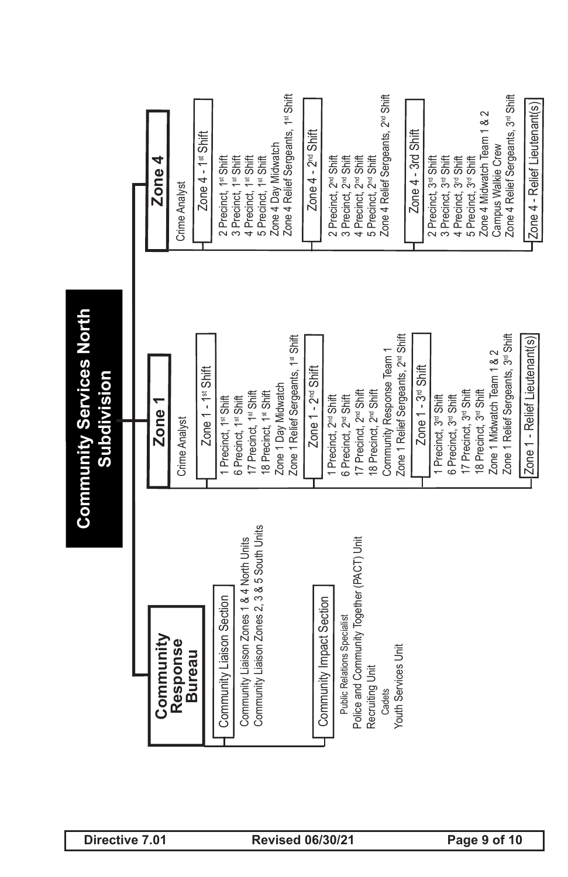# Community Services North Subdivision

## Community Response Bureau

### Community Liaison Section

- Community Liaison Zones 1 & 4 North Units
- Community Liaison Zones 2, 3 & 5 South Units

### Community Impact Section

- Public Relations Specialist
- Police and Community Together (PACT) Unit
- Recruiting Unit
  - Cadets
- Youth Services Unit

## Zone 1

- Crime Analyst

### Zone 1 - 1st Shift

- 1 Precinct, 1st Shift
- 6 Precinct, 1st Shift
- 17 Precinct, 1st Shift
- 18 Precinct, 1st Shift
- Zone 1 Day Midwatch
- Zone 1 Relief Sergeants, 1st Shift

### Zone 1 - 2nd Shift

- 1 Precinct, 2nd Shift
- 6 Precinct, 2nd Shift
- 17 Precinct, 2nd Shift
- 18 Precinct, 2nd Shift
- Community Response Team 1
- Zone 1 Relief Sergeants, 2nd Shift

### Zone 1 - 3rd Shift

- 1 Precinct, 3rd Shift
- 6 Precinct, 3rd Shift
- 17 Precinct, 3rd Shift
- 18 Precinct, 3rd Shift
- Zone 1 Midwatch Team 1 & 2
- Zone 1 Relief Sergeants, 3rd Shift

### Zone 1 - Relief Lieutenant(s)

## Zone 4

- Crime Analyst

### Zone 4 - 1st Shift

- 2 Precinct, 1st Shift
- 3 Precinct, 1st Shift
- 4 Precinct, 1st Shift
- 5 Precinct, 1st Shift
- Zone 4 Day Midwatch
- Zone 4 Relief Sergeants, 1st Shift

### Zone 4 - 2nd Shift

- 2 Precinct, 2nd Shift
- 3 Precinct, 2nd Shift
- 4 Precinct, 2nd Shift
- 5 Precinct, 2nd Shift
- Zone 4 Relief Sergeants, 2nd Shift

### Zone 4 - 3rd Shift

- 2 Precinct, 3rd Shift
- 3 Precinct, 3rd Shift
- 4 Precinct, 3rd Shift
- 5 Precinct, 3rd Shift
- Zone 4 Midwatch Team 1 & 2
- Campus Walkie Crew
- Zone 4 Relief Sergeants, 3rd Shift

### Zone 4 - Relief Lieutenant(s)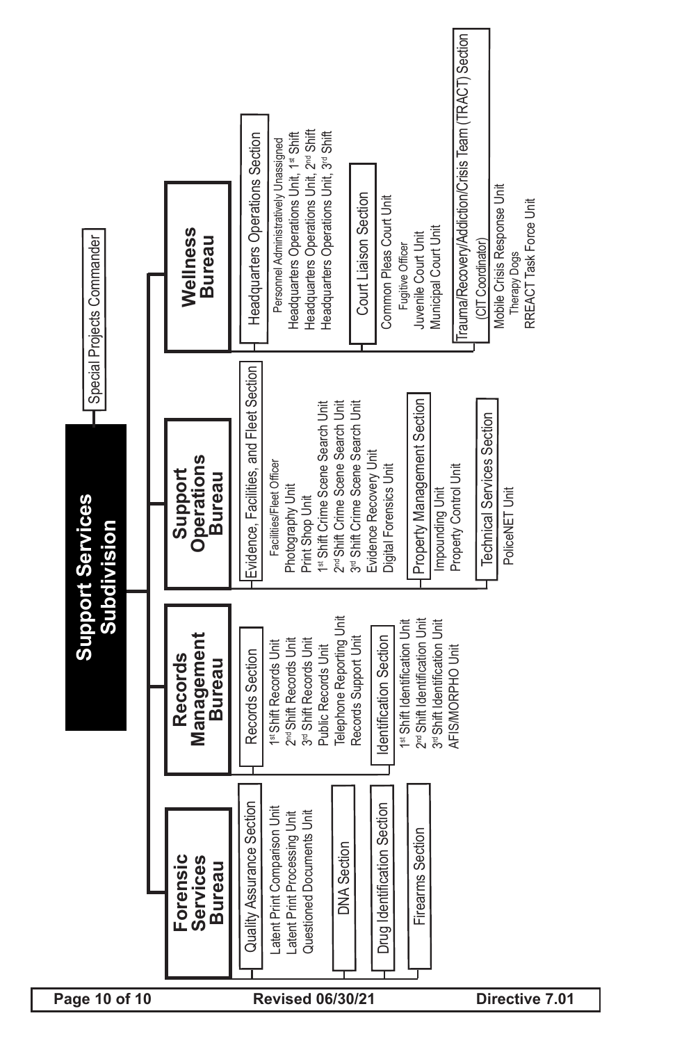# Support Services Subdivision

Special Projects Commander

## Forensic Services Bureau

- Quality Assurance Section
  - Latent Print Comparison Unit
  - Latent Print Processing Unit
  - Questioned Documents Unit
- DNA Section
- Drug Identification Section
- Firearms Section

## Records Management Bureau

- Records Section
  - 1st Shift Records Unit
  - 2nd Shift Records Unit
  - 3rd Shift Records Unit
  - Public Records Unit
  - Telephone Reporting Unit
  - Records Support Unit
- Identification Section
  - 1st Shift Identification Unit
  - 2nd Shift Identification Unit
  - 3rd Shift Identification Unit
  - AFIS/MORPHO Unit

## Support Operations Bureau

- Evidence, Facilities, and Fleet Section
  - Facilities/Fleet Officer
  - Photography Unit
  - Print Shop Unit
  - 1st Shift Crime Scene Search Unit
  - 2nd Shift Crime Scene Search Unit
  - 3rd Shift Crime Scene Search Unit
  - Evidence Recovery Unit
  - Digital Forensics Unit
- Property Management Section
  - Impounding Unit
  - Property Control Unit
- Technical Services Section
  - PoliceNET Unit

## Wellness Bureau

- Headquarters Operations Section
  - Personnel Administratively Unassigned
  - Headquarters Operations Unit, 1st Shift
  - Headquarters Operations Unit, 2nd Shift
  - Headquarters Operations Unit, 3rd Shift
- Court Liaison Section
  - Common Pleas Court Unit
  - Fugitive Officer
  - Juvenile Court Unit
  - Municipal Court Unit
- Trauma/Recovery/Addiction/Crisis Team (TRACT) Section (CIT Coordinator)
  - Mobile Crisis Response Unit
  - Therapy Dogs
  - RREACT Task Force Unit